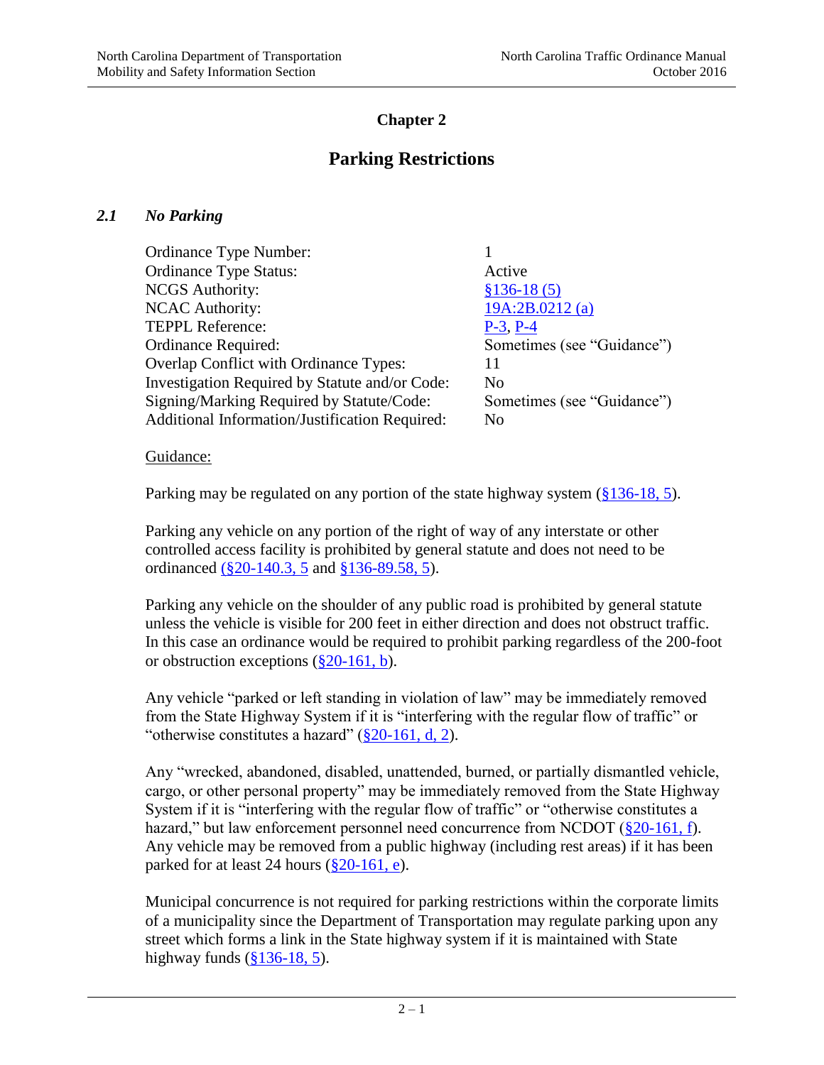# Chapter 2

# Parking Restrictions

## *2.1 No Parking*

| | |
|---|---|
| Ordinance Type Number: | 1 |
| Ordinance Type Status: | Active |
| NCGS Authority: | §136-18 (5) |
| NCAC Authority: | 19A:2B.0212 (a) |
| TEPPL Reference: | P-3, P-4 |
| Ordinance Required: | Sometimes (see "Guidance") |
| Overlap Conflict with Ordinance Types: | 11 |
| Investigation Required by Statute and/or Code: | No |
| Signing/Marking Required by Statute/Code: | Sometimes (see "Guidance") |
| Additional Information/Justification Required: | No |

Guidance:

Parking may be regulated on any portion of the state highway system (§136-18, 5).

Parking any vehicle on any portion of the right of way of any interstate or other controlled access facility is prohibited by general statute and does not need to be ordinanced (§20-140.3, 5 and §136-89.58, 5).

Parking any vehicle on the shoulder of any public road is prohibited by general statute unless the vehicle is visible for 200 feet in either direction and does not obstruct traffic. In this case an ordinance would be required to prohibit parking regardless of the 200-foot or obstruction exceptions (§20-161, b).

Any vehicle "parked or left standing in violation of law" may be immediately removed from the State Highway System if it is "interfering with the regular flow of traffic" or "otherwise constitutes a hazard" (§20-161, d, 2).

Any "wrecked, abandoned, disabled, unattended, burned, or partially dismantled vehicle, cargo, or other personal property" may be immediately removed from the State Highway System if it is "interfering with the regular flow of traffic" or "otherwise constitutes a hazard," but law enforcement personnel need concurrence from NCDOT (§20-161, f). Any vehicle may be removed from a public highway (including rest areas) if it has been parked for at least 24 hours (§20-161, e).

Municipal concurrence is not required for parking restrictions within the corporate limits of a municipality since the Department of Transportation may regulate parking upon any street which forms a link in the State highway system if it is maintained with State highway funds (§136-18, 5).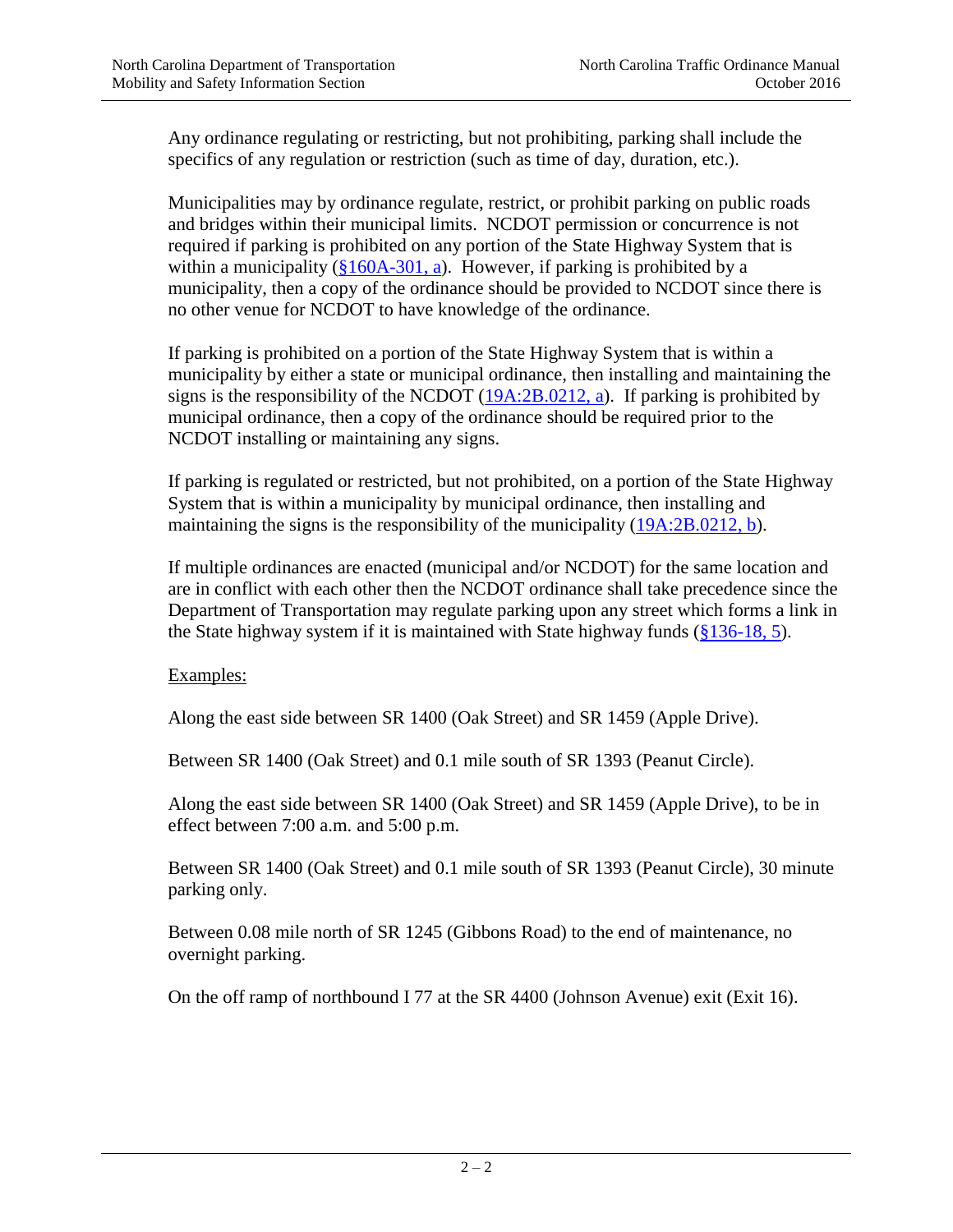Any ordinance regulating or restricting, but not prohibiting, parking shall include the specifics of any regulation or restriction (such as time of day, duration, etc.).

Municipalities may by ordinance regulate, restrict, or prohibit parking on public roads and bridges within their municipal limits. NCDOT permission or concurrence is not required if parking is prohibited on any portion of the State Highway System that is within a municipality (§160A-301, a). However, if parking is prohibited by a municipality, then a copy of the ordinance should be provided to NCDOT since there is no other venue for NCDOT to have knowledge of the ordinance.

If parking is prohibited on a portion of the State Highway System that is within a municipality by either a state or municipal ordinance, then installing and maintaining the signs is the responsibility of the NCDOT (19A:2B.0212, a). If parking is prohibited by municipal ordinance, then a copy of the ordinance should be required prior to the NCDOT installing or maintaining any signs.

If parking is regulated or restricted, but not prohibited, on a portion of the State Highway System that is within a municipality by municipal ordinance, then installing and maintaining the signs is the responsibility of the municipality (19A:2B.0212, b).

If multiple ordinances are enacted (municipal and/or NCDOT) for the same location and are in conflict with each other then the NCDOT ordinance shall take precedence since the Department of Transportation may regulate parking upon any street which forms a link in the State highway system if it is maintained with State highway funds (§136-18, 5).

Examples:

Along the east side between SR 1400 (Oak Street) and SR 1459 (Apple Drive).

Between SR 1400 (Oak Street) and 0.1 mile south of SR 1393 (Peanut Circle).

Along the east side between SR 1400 (Oak Street) and SR 1459 (Apple Drive), to be in effect between 7:00 a.m. and 5:00 p.m.

Between SR 1400 (Oak Street) and 0.1 mile south of SR 1393 (Peanut Circle), 30 minute parking only.

Between 0.08 mile north of SR 1245 (Gibbons Road) to the end of maintenance, no overnight parking.

On the off ramp of northbound I 77 at the SR 4400 (Johnson Avenue) exit (Exit 16).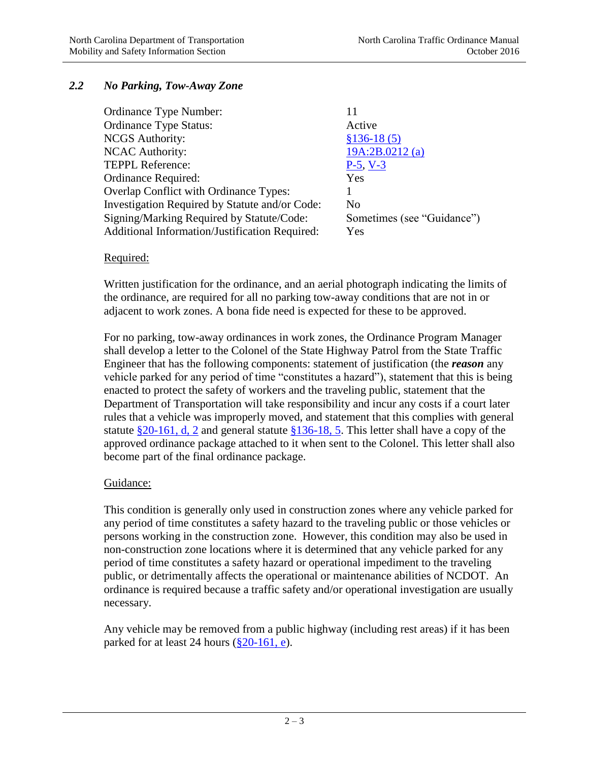## *2.2 No Parking, Tow-Away Zone*

| | |
|---|---|
| Ordinance Type Number: | 11 |
| Ordinance Type Status: | Active |
| NCGS Authority: | §136-18 (5) |
| NCAC Authority: | 19A:2B.0212 (a) |
| TEPPL Reference: | P-5, V-3 |
| Ordinance Required: | Yes |
| Overlap Conflict with Ordinance Types: | 1 |
| Investigation Required by Statute and/or Code: | No |
| Signing/Marking Required by Statute/Code: | Sometimes (see "Guidance") |
| Additional Information/Justification Required: | Yes |

Required:

Written justification for the ordinance, and an aerial photograph indicating the limits of the ordinance, are required for all no parking tow-away conditions that are not in or adjacent to work zones. A bona fide need is expected for these to be approved.

For no parking, tow-away ordinances in work zones, the Ordinance Program Manager shall develop a letter to the Colonel of the State Highway Patrol from the State Traffic Engineer that has the following components: statement of justification (the ***reason*** any vehicle parked for any period of time "constitutes a hazard"), statement that this is being enacted to protect the safety of workers and the traveling public, statement that the Department of Transportation will take responsibility and incur any costs if a court later rules that a vehicle was improperly moved, and statement that this complies with general statute §20-161, d, 2 and general statute §136-18, 5. This letter shall have a copy of the approved ordinance package attached to it when sent to the Colonel. This letter shall also become part of the final ordinance package.

Guidance:

This condition is generally only used in construction zones where any vehicle parked for any period of time constitutes a safety hazard to the traveling public or those vehicles or persons working in the construction zone. However, this condition may also be used in non-construction zone locations where it is determined that any vehicle parked for any period of time constitutes a safety hazard or operational impediment to the traveling public, or detrimentally affects the operational or maintenance abilities of NCDOT. An ordinance is required because a traffic safety and/or operational investigation are usually necessary.

Any vehicle may be removed from a public highway (including rest areas) if it has been parked for at least 24 hours (§20-161, e).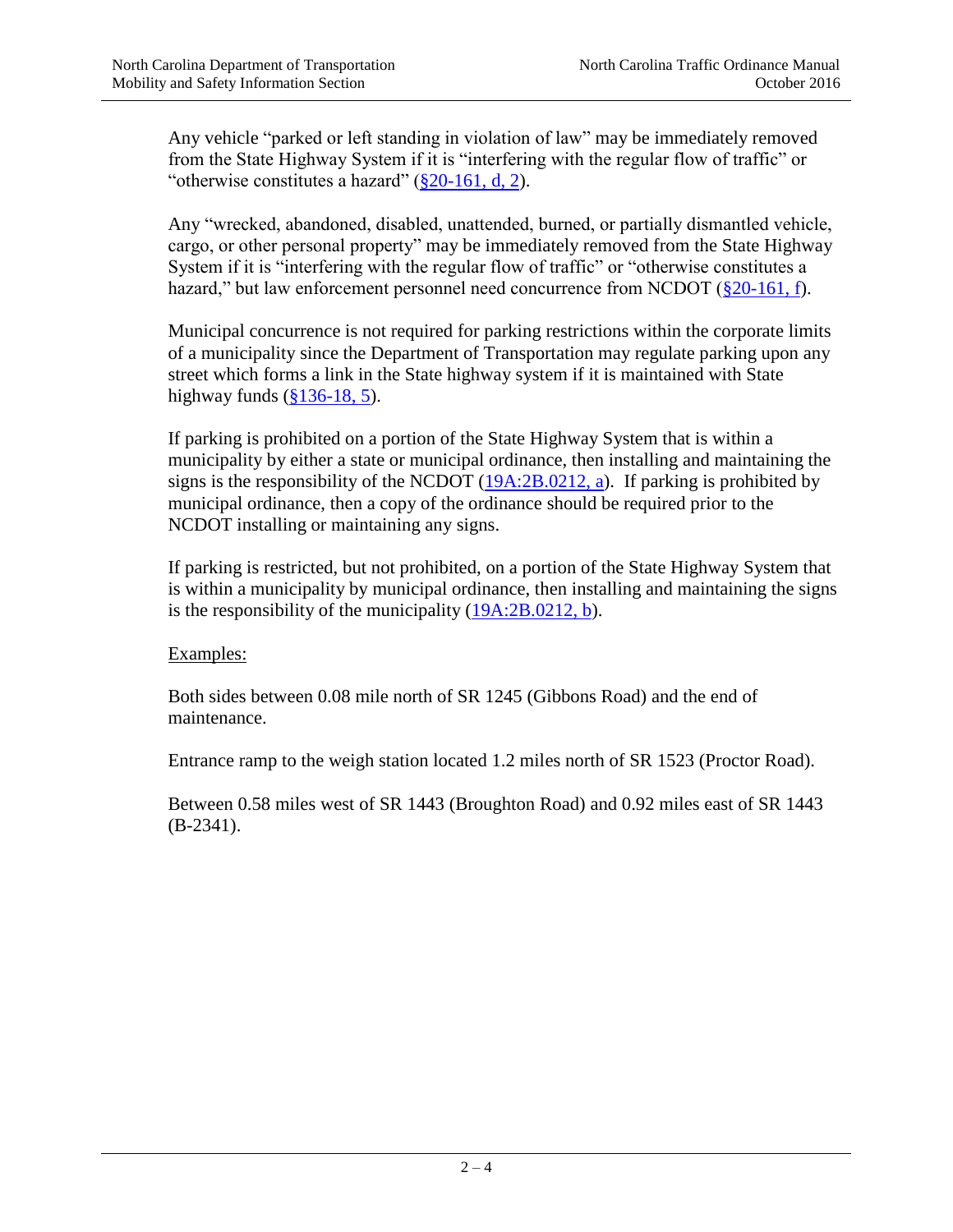Any vehicle "parked or left standing in violation of law" may be immediately removed from the State Highway System if it is "interfering with the regular flow of traffic" or "otherwise constitutes a hazard" (§20-161, d, 2).

Any "wrecked, abandoned, disabled, unattended, burned, or partially dismantled vehicle, cargo, or other personal property" may be immediately removed from the State Highway System if it is "interfering with the regular flow of traffic" or "otherwise constitutes a hazard," but law enforcement personnel need concurrence from NCDOT (§20-161, f).

Municipal concurrence is not required for parking restrictions within the corporate limits of a municipality since the Department of Transportation may regulate parking upon any street which forms a link in the State highway system if it is maintained with State highway funds (§136-18, 5).

If parking is prohibited on a portion of the State Highway System that is within a municipality by either a state or municipal ordinance, then installing and maintaining the signs is the responsibility of the NCDOT (19A:2B.0212, a). If parking is prohibited by municipal ordinance, then a copy of the ordinance should be required prior to the NCDOT installing or maintaining any signs.

If parking is restricted, but not prohibited, on a portion of the State Highway System that is within a municipality by municipal ordinance, then installing and maintaining the signs is the responsibility of the municipality (19A:2B.0212, b).

<u>Examples:</u>

Both sides between 0.08 mile north of SR 1245 (Gibbons Road) and the end of maintenance.

Entrance ramp to the weigh station located 1.2 miles north of SR 1523 (Proctor Road).

Between 0.58 miles west of SR 1443 (Broughton Road) and 0.92 miles east of SR 1443 (B-2341).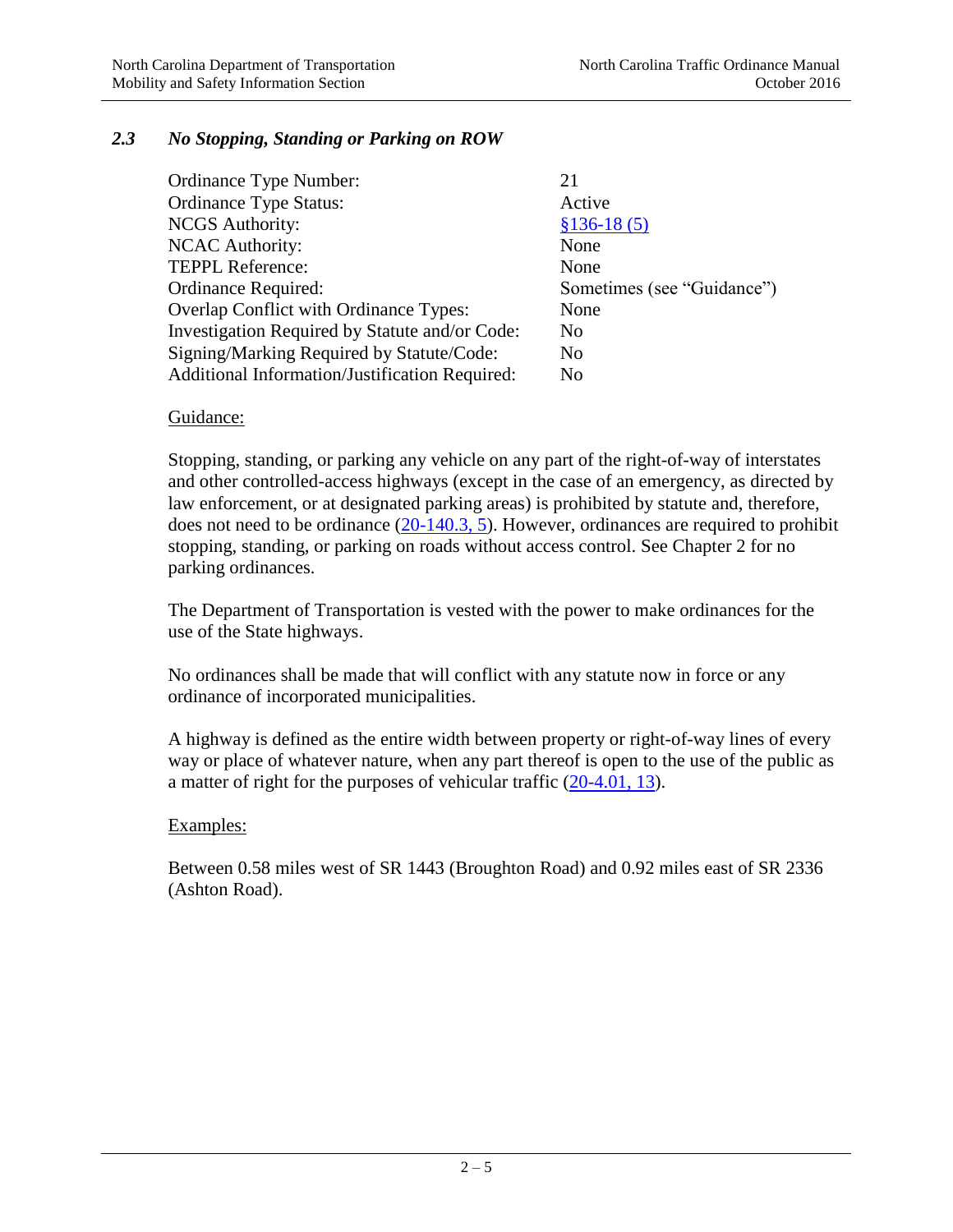## *2.3 No Stopping, Standing or Parking on ROW*

| | |
|---|---|
| Ordinance Type Number: | 21 |
| Ordinance Type Status: | Active |
| NCGS Authority: | §136-18 (5) |
| NCAC Authority: | None |
| TEPPL Reference: | None |
| Ordinance Required: | Sometimes (see "Guidance") |
| Overlap Conflict with Ordinance Types: | None |
| Investigation Required by Statute and/or Code: | No |
| Signing/Marking Required by Statute/Code: | No |
| Additional Information/Justification Required: | No |

Guidance:

Stopping, standing, or parking any vehicle on any part of the right-of-way of interstates and other controlled-access highways (except in the case of an emergency, as directed by law enforcement, or at designated parking areas) is prohibited by statute and, therefore, does not need to be ordinance (20-140.3, 5). However, ordinances are required to prohibit stopping, standing, or parking on roads without access control. See Chapter 2 for no parking ordinances.

The Department of Transportation is vested with the power to make ordinances for the use of the State highways.

No ordinances shall be made that will conflict with any statute now in force or any ordinance of incorporated municipalities.

A highway is defined as the entire width between property or right-of-way lines of every way or place of whatever nature, when any part thereof is open to the use of the public as a matter of right for the purposes of vehicular traffic (20-4.01, 13).

Examples:

Between 0.58 miles west of SR 1443 (Broughton Road) and 0.92 miles east of SR 2336 (Ashton Road).